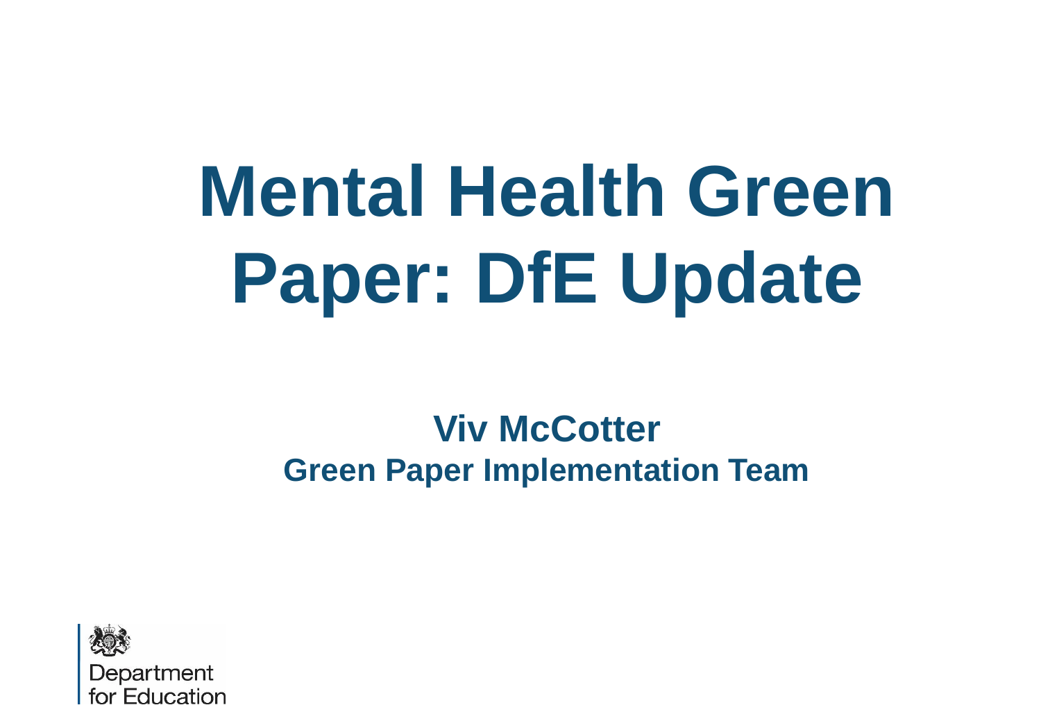# Mental Health Green Paper: DfE Update

**Viv McCotter**
**Green Paper Implementation Team**

Department for Education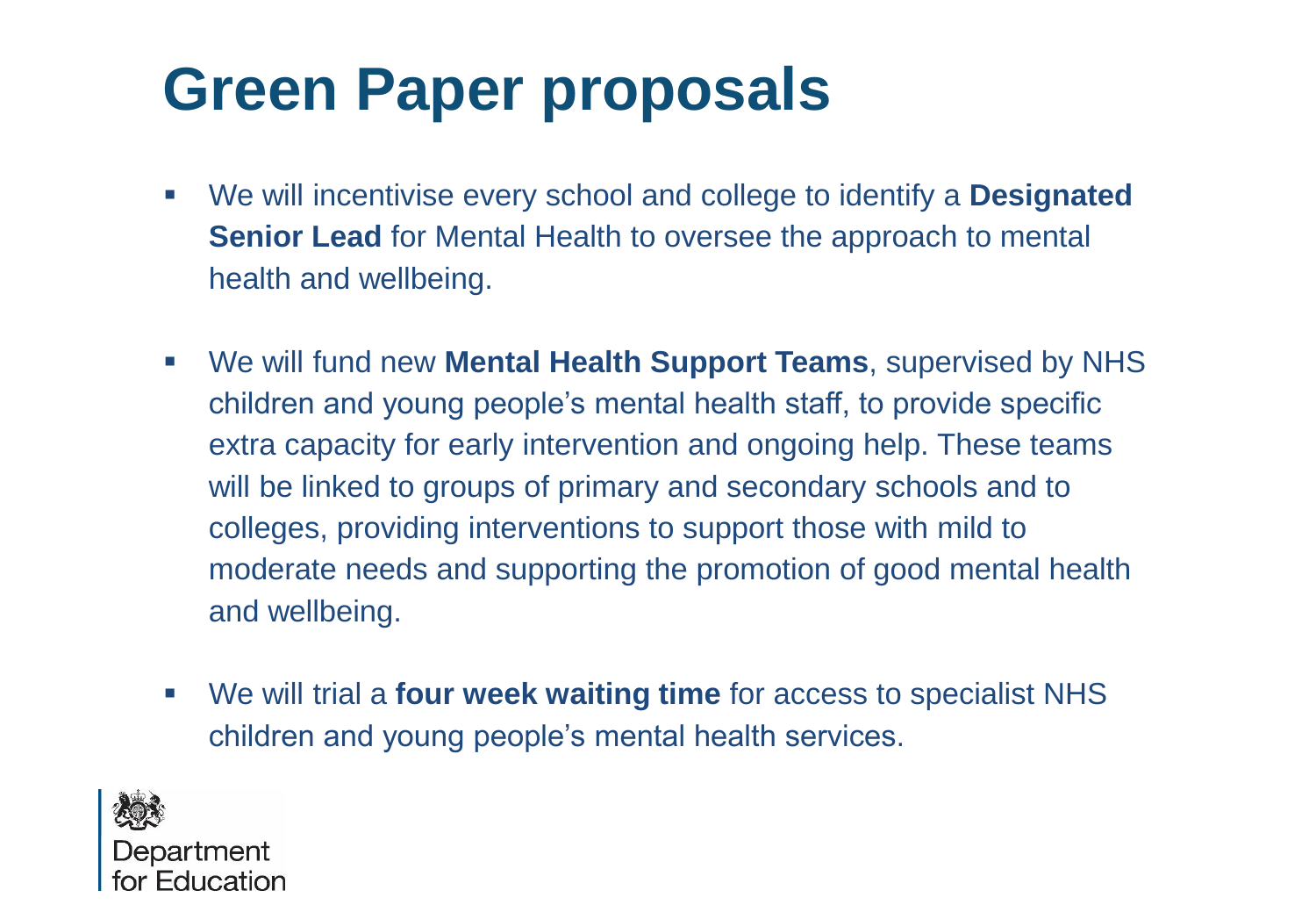# Green Paper proposals

- We will incentivise every school and college to identify a **Designated Senior Lead** for Mental Health to oversee the approach to mental health and wellbeing.
- We will fund new **Mental Health Support Teams**, supervised by NHS children and young people's mental health staff, to provide specific extra capacity for early intervention and ongoing help. These teams will be linked to groups of primary and secondary schools and to colleges, providing interventions to support those with mild to moderate needs and supporting the promotion of good mental health and wellbeing.
- We will trial a **four week waiting time** for access to specialist NHS children and young people's mental health services.

Department for Education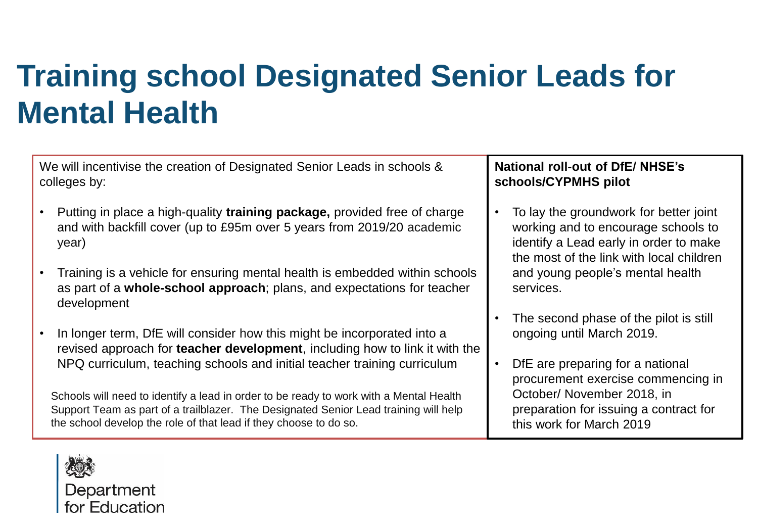# Training school Designated Senior Leads for Mental Health

We will incentivise the creation of Designated Senior Leads in schools & colleges by:

- Putting in place a high-quality **training package,** provided free of charge and with backfill cover (up to £95m over 5 years from 2019/20 academic year)
- Training is a vehicle for ensuring mental health is embedded within schools as part of a **whole-school approach**; plans, and expectations for teacher development
- In longer term, DfE will consider how this might be incorporated into a revised approach for **teacher development**, including how to link it with the NPQ curriculum, teaching schools and initial teacher training curriculum

Schools will need to identify a lead in order to be ready to work with a Mental Health Support Team as part of a trailblazer. The Designated Senior Lead training will help the school develop the role of that lead if they choose to do so.

**National roll-out of DfE/ NHSE's schools/CYPMHS pilot**

- To lay the groundwork for better joint working and to encourage schools to identify a Lead early in order to make the most of the link with local children and young people's mental health services.
- The second phase of the pilot is still ongoing until March 2019.
- DfE are preparing for a national procurement exercise commencing in October/ November 2018, in preparation for issuing a contract for this work for March 2019

Department for Education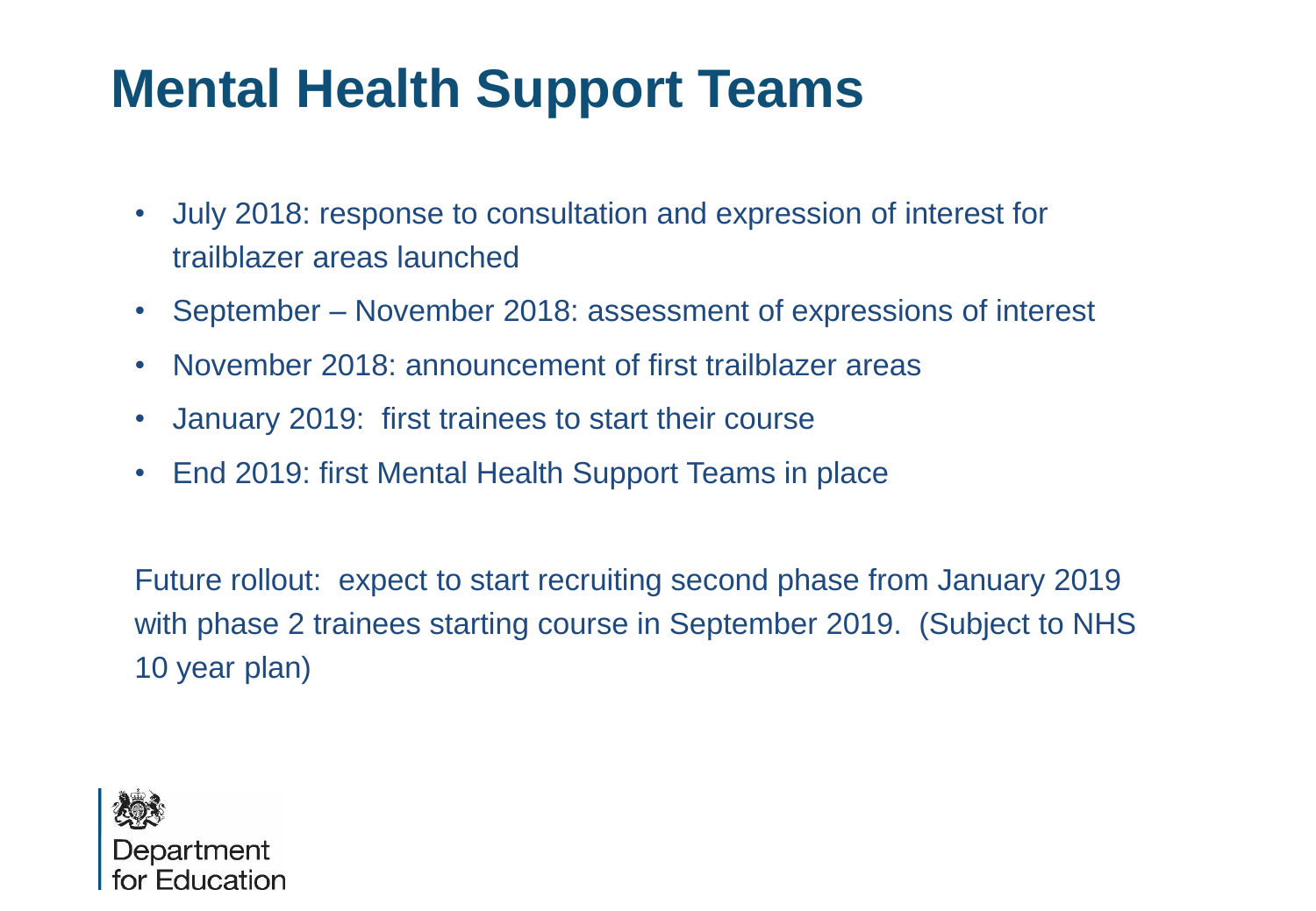# Mental Health Support Teams

- July 2018: response to consultation and expression of interest for trailblazer areas launched
- September – November 2018: assessment of expressions of interest
- November 2018: announcement of first trailblazer areas
- January 2019: first trainees to start their course
- End 2019: first Mental Health Support Teams in place

Future rollout: expect to start recruiting second phase from January 2019 with phase 2 trainees starting course in September 2019. (Subject to NHS 10 year plan)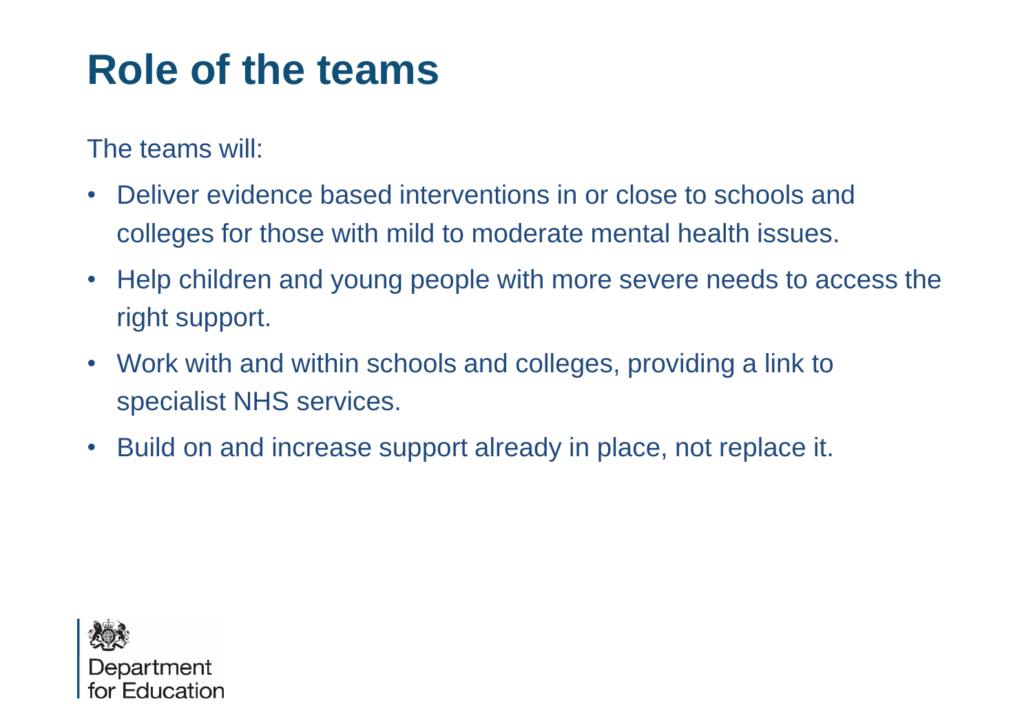# Role of the teams

The teams will:

- Deliver evidence based interventions in or close to schools and colleges for those with mild to moderate mental health issues.
- Help children and young people with more severe needs to access the right support.
- Work with and within schools and colleges, providing a link to specialist NHS services.
- Build on and increase support already in place, not replace it.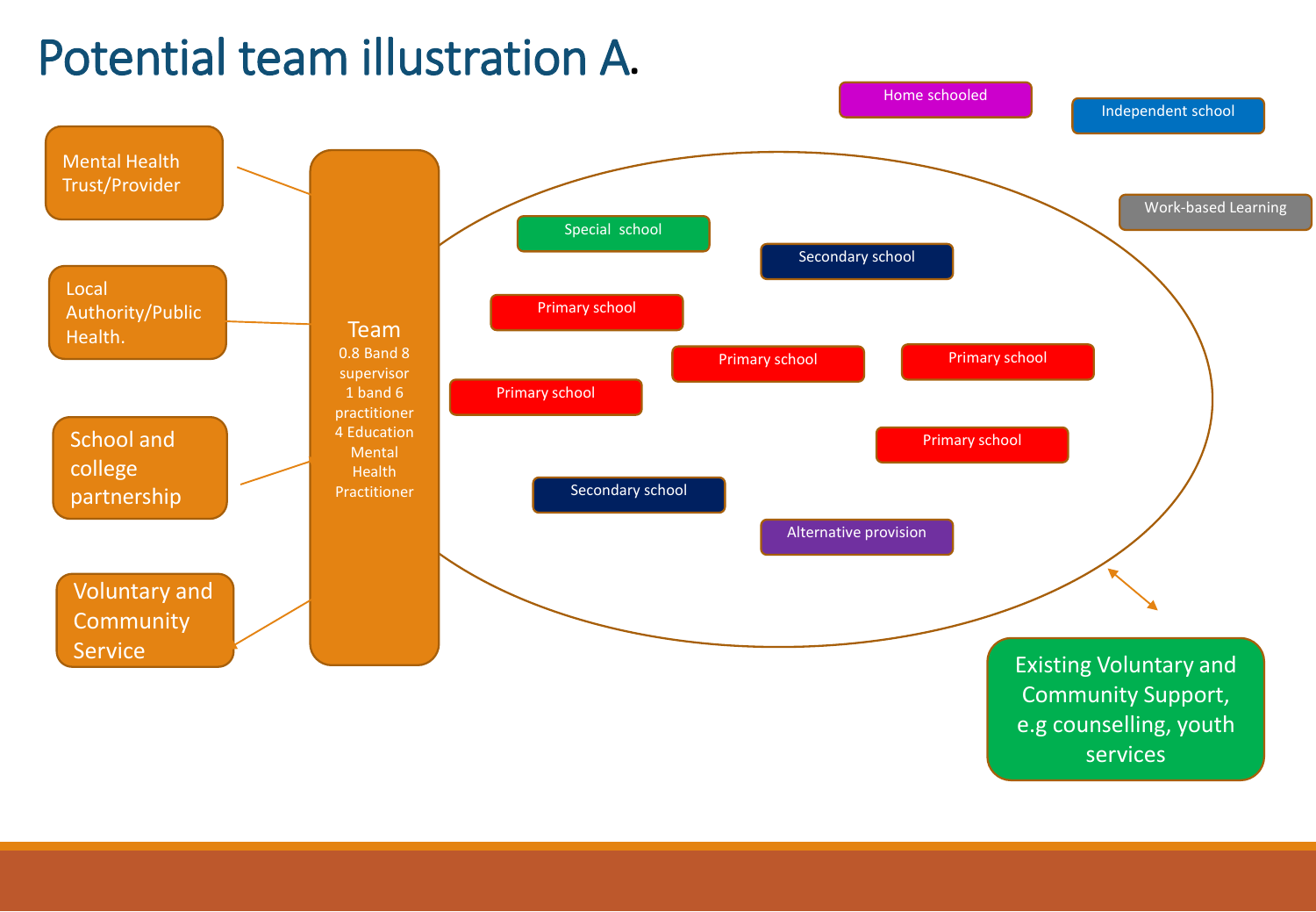# Potential team illustration A.

Mental Health Trust/Provider

Local Authority/Public Health.

School and college partnership

Voluntary and Community Service

**Team**
0.8 Band 8 supervisor
1 band 6 practitioner
4 Education Mental Health Practitioner

Special school

Secondary school

Primary school

Primary school

Primary school

Primary school

Primary school

Secondary school

Alternative provision

Home schooled

Independent school

Work-based Learning

Existing Voluntary and Community Support, e.g counselling, youth services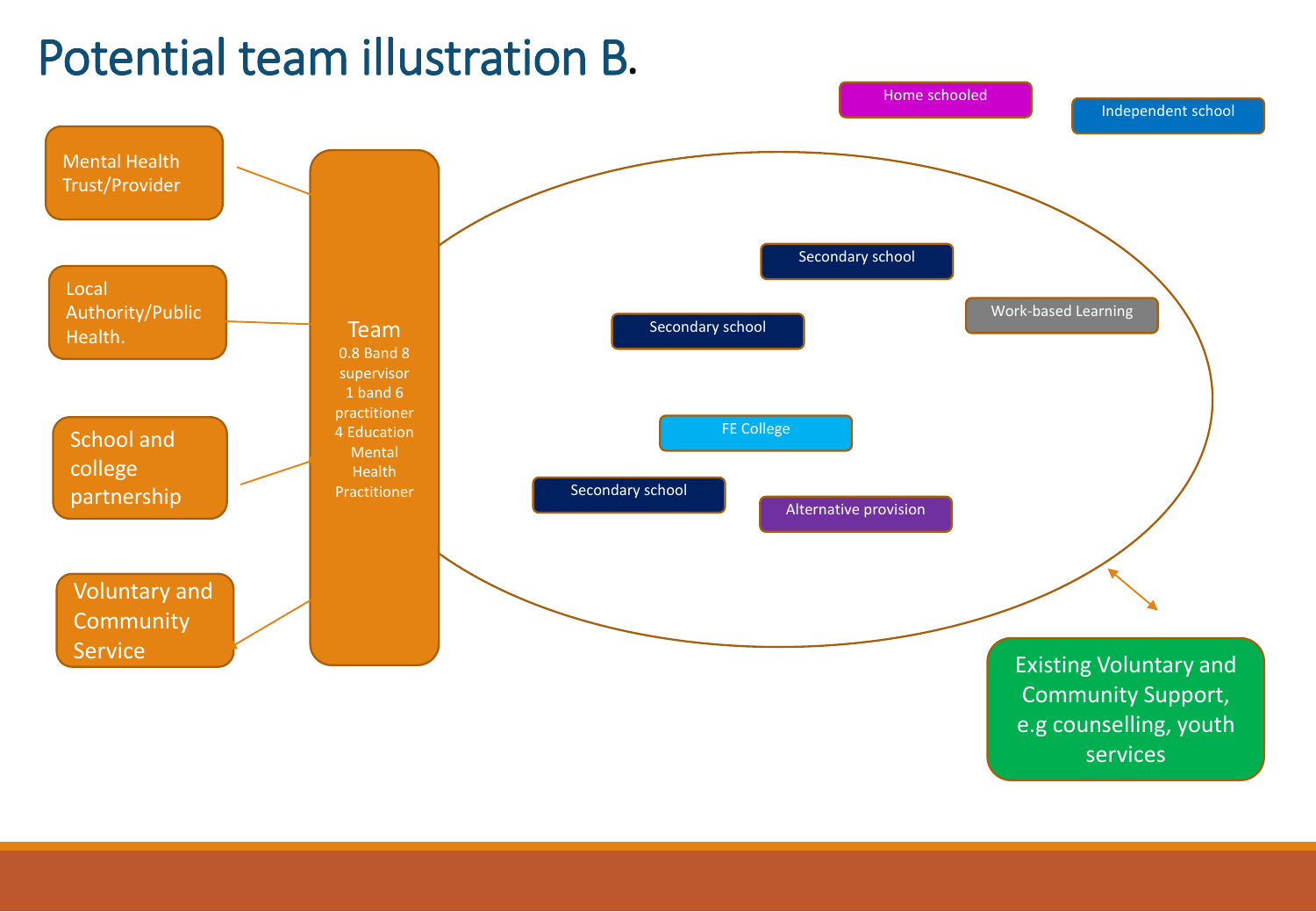# Potential team illustration B.

Mental Health Trust/Provider

Local Authority/Public Health.

School and college partnership

Voluntary and Community Service

**Team**
0.8 Band 8 supervisor
1 band 6 practitioner
4 Education Mental Health Practitioner

Home schooled

Independent school

Secondary school

Secondary school

Work-based Learning

FE College

Secondary school

Alternative provision

Existing Voluntary and Community Support, e.g counselling, youth services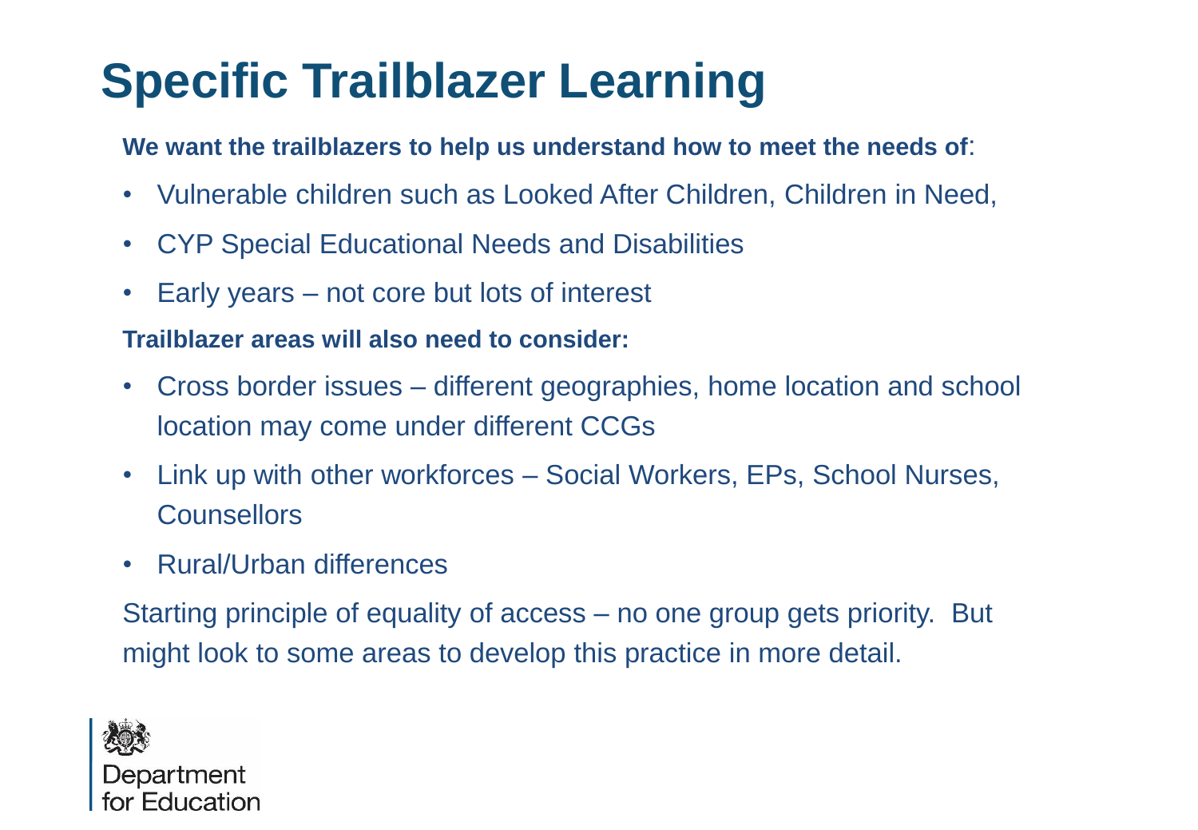# Specific Trailblazer Learning

**We want the trailblazers to help us understand how to meet the needs of**:

- Vulnerable children such as Looked After Children, Children in Need,
- CYP Special Educational Needs and Disabilities
- Early years – not core but lots of interest

**Trailblazer areas will also need to consider:**

- Cross border issues – different geographies, home location and school location may come under different CCGs
- Link up with other workforces – Social Workers, EPs, School Nurses, Counsellors
- Rural/Urban differences

Starting principle of equality of access – no one group gets priority. But might look to some areas to develop this practice in more detail.

Department for Education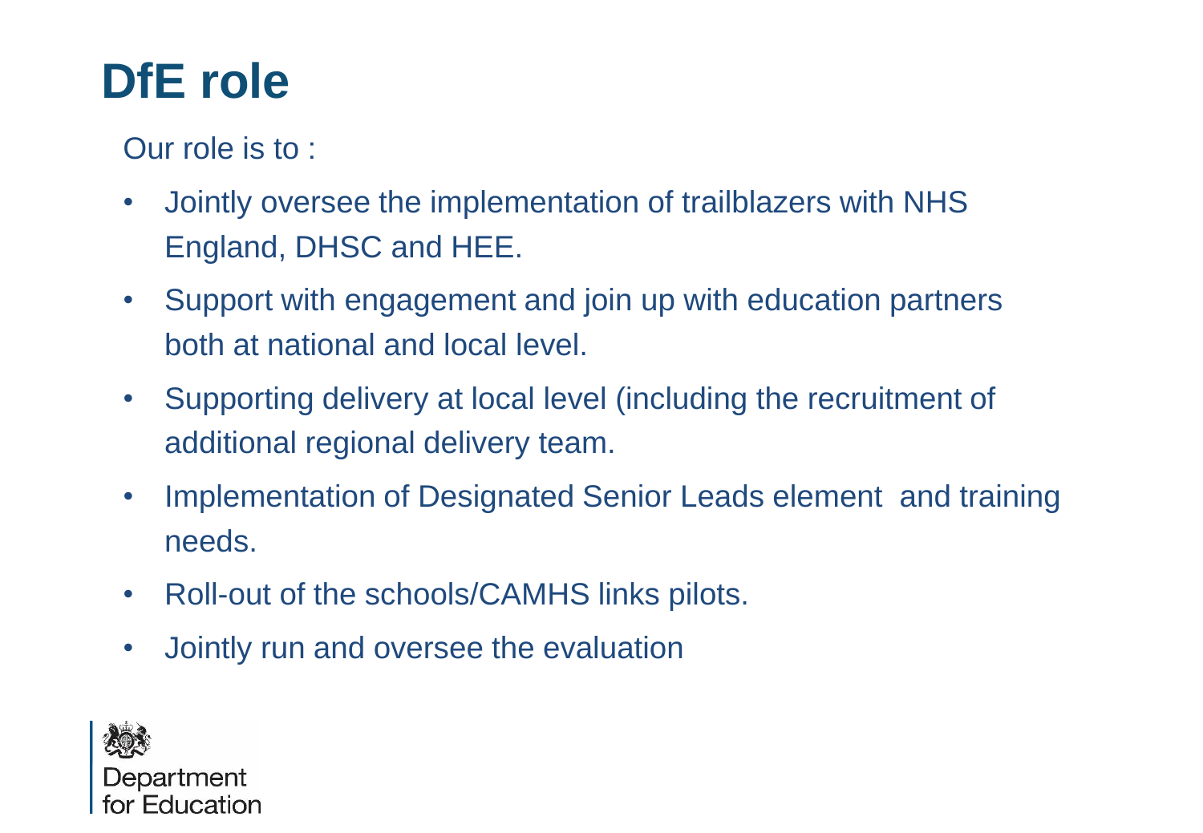# DfE role

Our role is to :

- Jointly oversee the implementation of trailblazers with NHS England, DHSC and HEE.
- Support with engagement and join up with education partners both at national and local level.
- Supporting delivery at local level (including the recruitment of additional regional delivery team.
- Implementation of Designated Senior Leads element and training needs.
- Roll-out of the schools/CAMHS links pilots.
- Jointly run and oversee the evaluation

Department for Education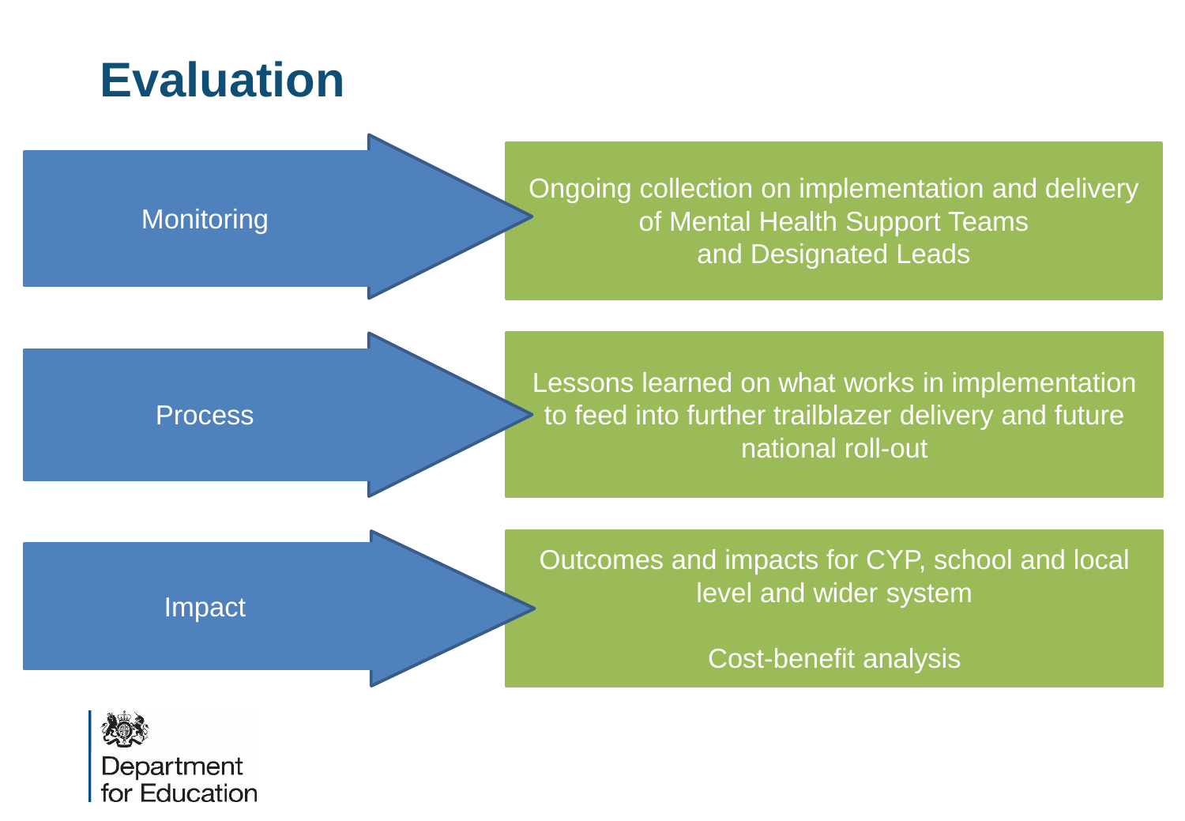# Evaluation

**Monitoring**

Ongoing collection on implementation and delivery of Mental Health Support Teams and Designated Leads

**Process**

Lessons learned on what works in implementation to feed into further trailblazer delivery and future national roll-out

**Impact**

Outcomes and impacts for CYP, school and local level and wider system

Cost-benefit analysis

Department for Education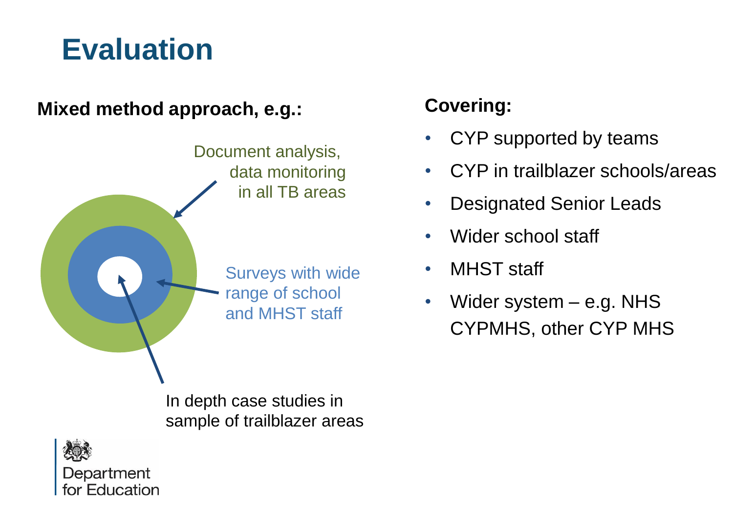# Evaluation

**Mixed method approach, e.g.:**

Document analysis, data monitoring in all TB areas

Surveys with wide range of school and MHST staff

In depth case studies in sample of trailblazer areas

**Covering:**

- CYP supported by teams
- CYP in trailblazer schools/areas
- Designated Senior Leads
- Wider school staff
- MHST staff
- Wider system – e.g. NHS CYPMHS, other CYP MHS

Department for Education